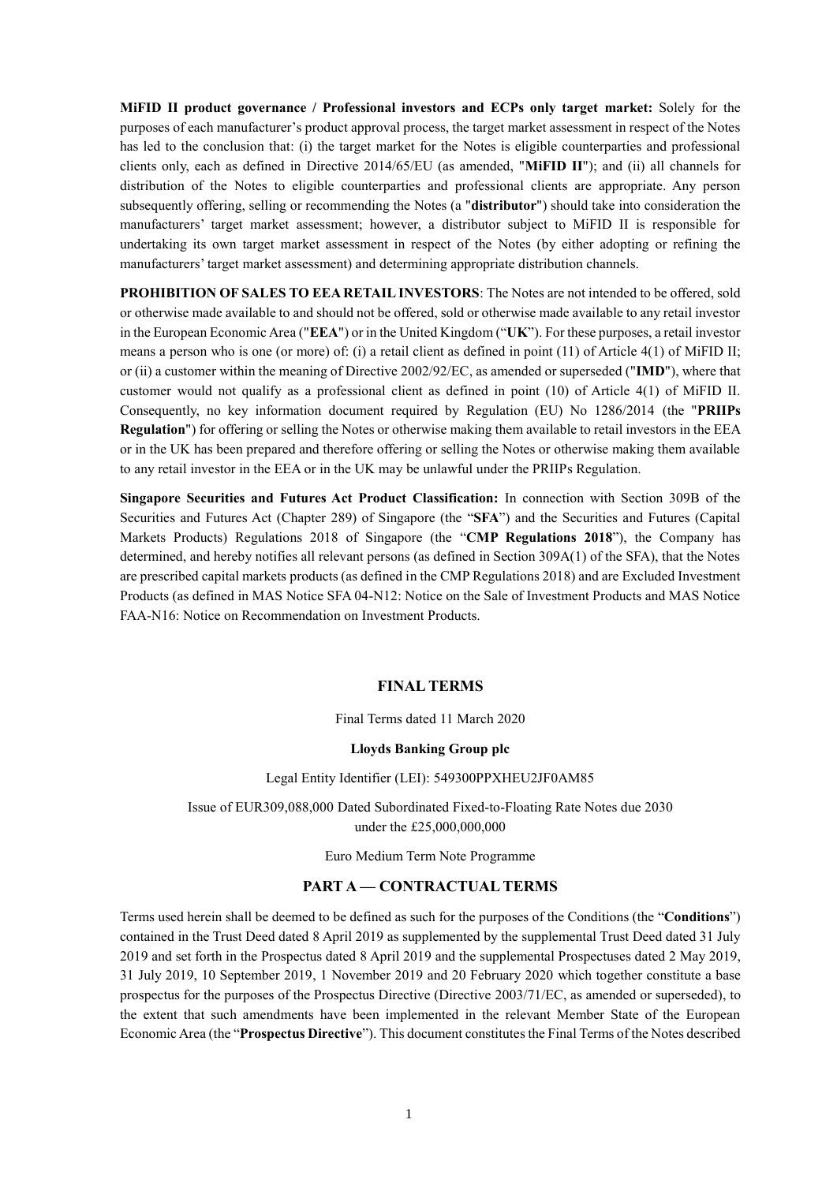**MiFID II product governance / Professional investors and ECPs only target market:** Solely for the purposes of each manufacturer's product approval process, the target market assessment in respect of the Notes has led to the conclusion that: (i) the target market for the Notes is eligible counterparties and professional clients only, each as defined in Directive 2014/65/EU (as amended, "**MiFID II**"); and (ii) all channels for distribution of the Notes to eligible counterparties and professional clients are appropriate. Any person subsequently offering, selling or recommending the Notes (a "**distributor**") should take into consideration the manufacturers' target market assessment; however, a distributor subject to MiFID II is responsible for undertaking its own target market assessment in respect of the Notes (by either adopting or refining the manufacturers' target market assessment) and determining appropriate distribution channels.

**PROHIBITION OF SALES TO EEA RETAIL INVESTORS**: The Notes are not intended to be offered, sold or otherwise made available to and should not be offered, sold or otherwise made available to any retail investor in the European Economic Area ("**EEA**") or in the United Kingdom ("**UK**"). For these purposes, a retail investor means a person who is one (or more) of: (i) a retail client as defined in point (11) of Article 4(1) of MiFID II; or (ii) a customer within the meaning of Directive 2002/92/EC, as amended or superseded ("**IMD**"), where that customer would not qualify as a professional client as defined in point (10) of Article 4(1) of MiFID II. Consequently, no key information document required by Regulation (EU) No 1286/2014 (the "**PRIIPs Regulation**") for offering or selling the Notes or otherwise making them available to retail investors in the EEA or in the UK has been prepared and therefore offering or selling the Notes or otherwise making them available to any retail investor in the EEA or in the UK may be unlawful under the PRIIPs Regulation.

**Singapore Securities and Futures Act Product Classification:** In connection with Section 309B of the Securities and Futures Act (Chapter 289) of Singapore (the "**SFA**") and the Securities and Futures (Capital Markets Products) Regulations 2018 of Singapore (the "**CMP Regulations 2018**"), the Company has determined, and hereby notifies all relevant persons (as defined in Section 309A(1) of the SFA), that the Notes are prescribed capital markets products (as defined in the CMP Regulations 2018) and are Excluded Investment Products (as defined in MAS Notice SFA 04-N12: Notice on the Sale of Investment Products and MAS Notice FAA-N16: Notice on Recommendation on Investment Products.

# FINAL TERMS

Final Terms dated 11 March 2020

**Lloyds Banking Group plc**

Legal Entity Identifier (LEI): 549300PPXHEU2JF0AM85

Issue of EUR309,088,000 Dated Subordinated Fixed-to-Floating Rate Notes due 2030
under the £25,000,000,000

Euro Medium Term Note Programme

## PART A — CONTRACTUAL TERMS

Terms used herein shall be deemed to be defined as such for the purposes of the Conditions (the "**Conditions**") contained in the Trust Deed dated 8 April 2019 as supplemented by the supplemental Trust Deed dated 31 July 2019 and set forth in the Prospectus dated 8 April 2019 and the supplemental Prospectuses dated 2 May 2019, 31 July 2019, 10 September 2019, 1 November 2019 and 20 February 2020 which together constitute a base prospectus for the purposes of the Prospectus Directive (Directive 2003/71/EC, as amended or superseded), to the extent that such amendments have been implemented in the relevant Member State of the European Economic Area (the "**Prospectus Directive**"). This document constitutes the Final Terms of the Notes described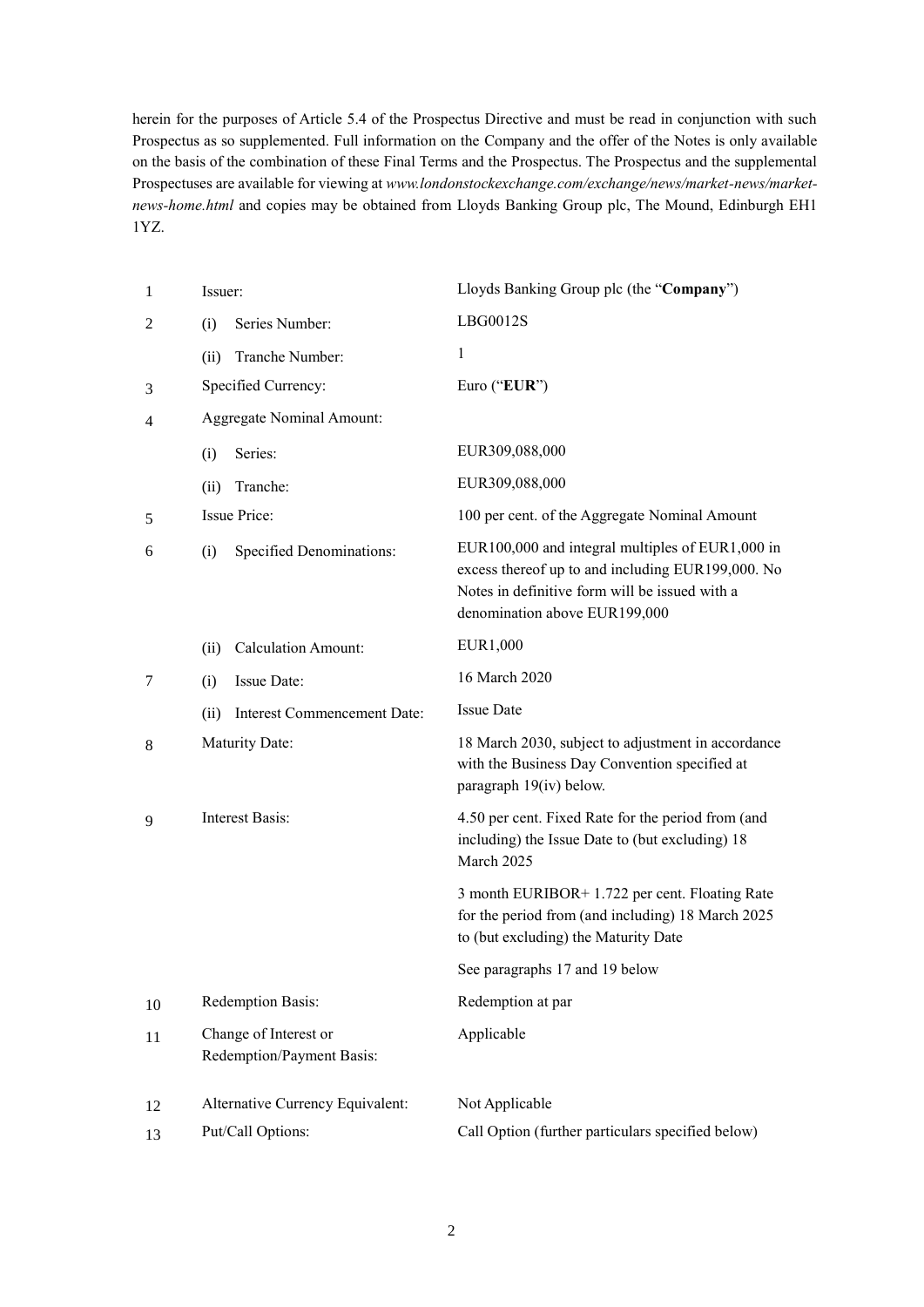herein for the purposes of Article 5.4 of the Prospectus Directive and must be read in conjunction with such Prospectus as so supplemented. Full information on the Company and the offer of the Notes is only available on the basis of the combination of these Final Terms and the Prospectus. The Prospectus and the supplemental Prospectuses are available for viewing at *www.londonstockexchange.com/exchange/news/market-news/market-news-home.html* and copies may be obtained from Lloyds Banking Group plc, The Mound, Edinburgh EH1 1YZ.

| | | |
|---|---|---|
| 1 | Issuer: | Lloyds Banking Group plc (the "**Company**") |
| 2 | (i) Series Number: | LBG0012S |
| | (ii) Tranche Number: | 1 |
| 3 | Specified Currency: | Euro ("**EUR**") |
| 4 | Aggregate Nominal Amount: | |
| | (i) Series: | EUR309,088,000 |
| | (ii) Tranche: | EUR309,088,000 |
| 5 | Issue Price: | 100 per cent. of the Aggregate Nominal Amount |
| 6 | (i) Specified Denominations: | EUR100,000 and integral multiples of EUR1,000 in excess thereof up to and including EUR199,000. No Notes in definitive form will be issued with a denomination above EUR199,000 |
| | (ii) Calculation Amount: | EUR1,000 |
| 7 | (i) Issue Date: | 16 March 2020 |
| | (ii) Interest Commencement Date: | Issue Date |
| 8 | Maturity Date: | 18 March 2030, subject to adjustment in accordance with the Business Day Convention specified at paragraph 19(iv) below. |
| 9 | Interest Basis: | 4.50 per cent. Fixed Rate for the period from (and including) the Issue Date to (but excluding) 18 March 2025<br><br>3 month EURIBOR+ 1.722 per cent. Floating Rate for the period from (and including) 18 March 2025 to (but excluding) the Maturity Date<br><br>See paragraphs 17 and 19 below |
| 10 | Redemption Basis: | Redemption at par |
| 11 | Change of Interest or Redemption/Payment Basis: | Applicable |
| 12 | Alternative Currency Equivalent: | Not Applicable |
| 13 | Put/Call Options: | Call Option (further particulars specified below) |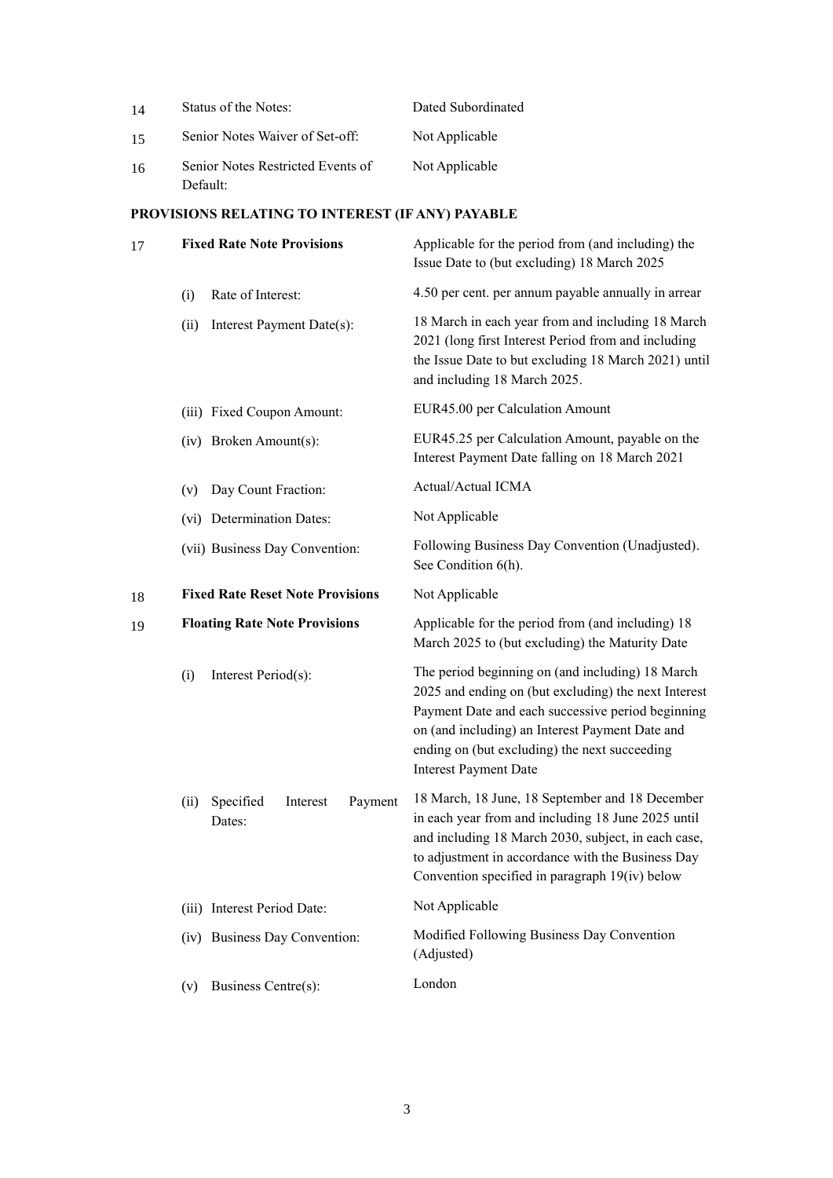| | | |
|---|---|---|
| 14 | Status of the Notes: | Dated Subordinated |
| 15 | Senior Notes Waiver of Set-off: | Not Applicable |
| 16 | Senior Notes Restricted Events of Default: | Not Applicable |

**PROVISIONS RELATING TO INTEREST (IF ANY) PAYABLE**

| | | |
|---|---|---|
| 17 | **Fixed Rate Note Provisions** | Applicable for the period from (and including) the Issue Date to (but excluding) 18 March 2025 |
| | (i) Rate of Interest: | 4.50 per cent. per annum payable annually in arrear |
| | (ii) Interest Payment Date(s): | 18 March in each year from and including 18 March 2021 (long first Interest Period from and including the Issue Date to but excluding 18 March 2021) until and including 18 March 2025. |
| | (iii) Fixed Coupon Amount: | EUR45.00 per Calculation Amount |
| | (iv) Broken Amount(s): | EUR45.25 per Calculation Amount, payable on the Interest Payment Date falling on 18 March 2021 |
| | (v) Day Count Fraction: | Actual/Actual ICMA |
| | (vi) Determination Dates: | Not Applicable |
| | (vii) Business Day Convention: | Following Business Day Convention (Unadjusted). See Condition 6(h). |
| 18 | **Fixed Rate Reset Note Provisions** | Not Applicable |
| 19 | **Floating Rate Note Provisions** | Applicable for the period from (and including) 18 March 2025 to (but excluding) the Maturity Date |
| | (i) Interest Period(s): | The period beginning on (and including) 18 March 2025 and ending on (but excluding) the next Interest Payment Date and each successive period beginning on (and including) an Interest Payment Date and ending on (but excluding) the next succeeding Interest Payment Date |
| | (ii) Specified Interest Payment Dates: | 18 March, 18 June, 18 September and 18 December in each year from and including 18 June 2025 until and including 18 March 2030, subject, in each case, to adjustment in accordance with the Business Day Convention specified in paragraph 19(iv) below |
| | (iii) Interest Period Date: | Not Applicable |
| | (iv) Business Day Convention: | Modified Following Business Day Convention (Adjusted) |
| | (v) Business Centre(s): | London |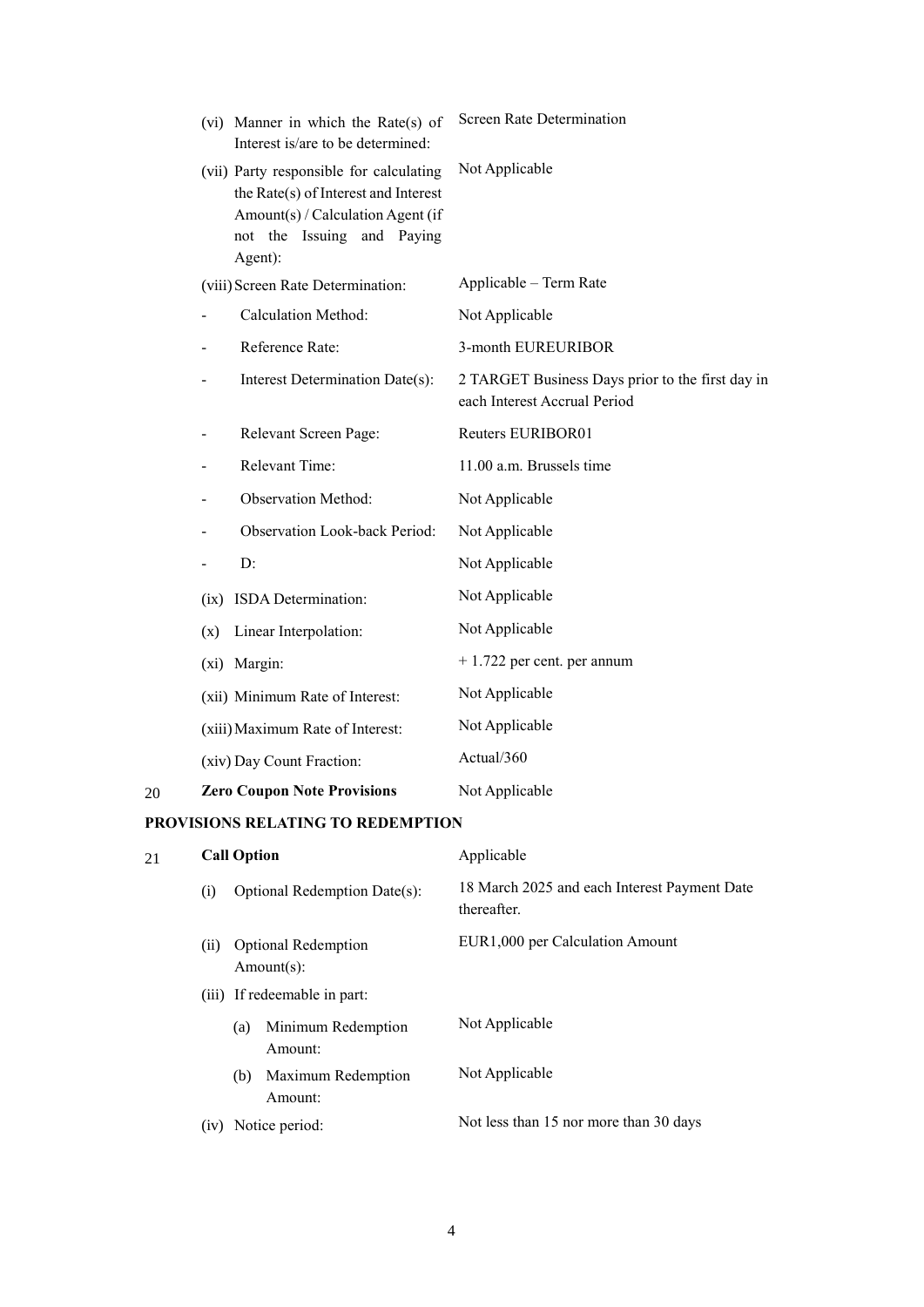| | | |
|---|---|---|
| | (vi) Manner in which the Rate(s) of Interest is/are to be determined: | Screen Rate Determination |
| | (vii) Party responsible for calculating the Rate(s) of Interest and Interest Amount(s) / Calculation Agent (if not the Issuing and Paying Agent): | Not Applicable |
| | (viii) Screen Rate Determination: | Applicable – Term Rate |
| | - Calculation Method: | Not Applicable |
| | - Reference Rate: | 3-month EUREURIBOR |
| | - Interest Determination Date(s): | 2 TARGET Business Days prior to the first day in each Interest Accrual Period |
| | - Relevant Screen Page: | Reuters EURIBOR01 |
| | - Relevant Time: | 11.00 a.m. Brussels time |
| | - Observation Method: | Not Applicable |
| | - Observation Look-back Period: | Not Applicable |
| | - D: | Not Applicable |
| | (ix) ISDA Determination: | Not Applicable |
| | (x) Linear Interpolation: | Not Applicable |
| | (xi) Margin: | + 1.722 per cent. per annum |
| | (xii) Minimum Rate of Interest: | Not Applicable |
| | (xiii) Maximum Rate of Interest: | Not Applicable |
| | (xiv) Day Count Fraction: | Actual/360 |
| 20 | **Zero Coupon Note Provisions** | Not Applicable |

**PROVISIONS RELATING TO REDEMPTION**

| | | |
|---|---|---|
| 21 | **Call Option** | Applicable |
| | (i) Optional Redemption Date(s): | 18 March 2025 and each Interest Payment Date thereafter. |
| | (ii) Optional Redemption Amount(s): | EUR1,000 per Calculation Amount |
| | (iii) If redeemable in part: | |
| | (a) Minimum Redemption Amount: | Not Applicable |
| | (b) Maximum Redemption Amount: | Not Applicable |
| | (iv) Notice period: | Not less than 15 nor more than 30 days |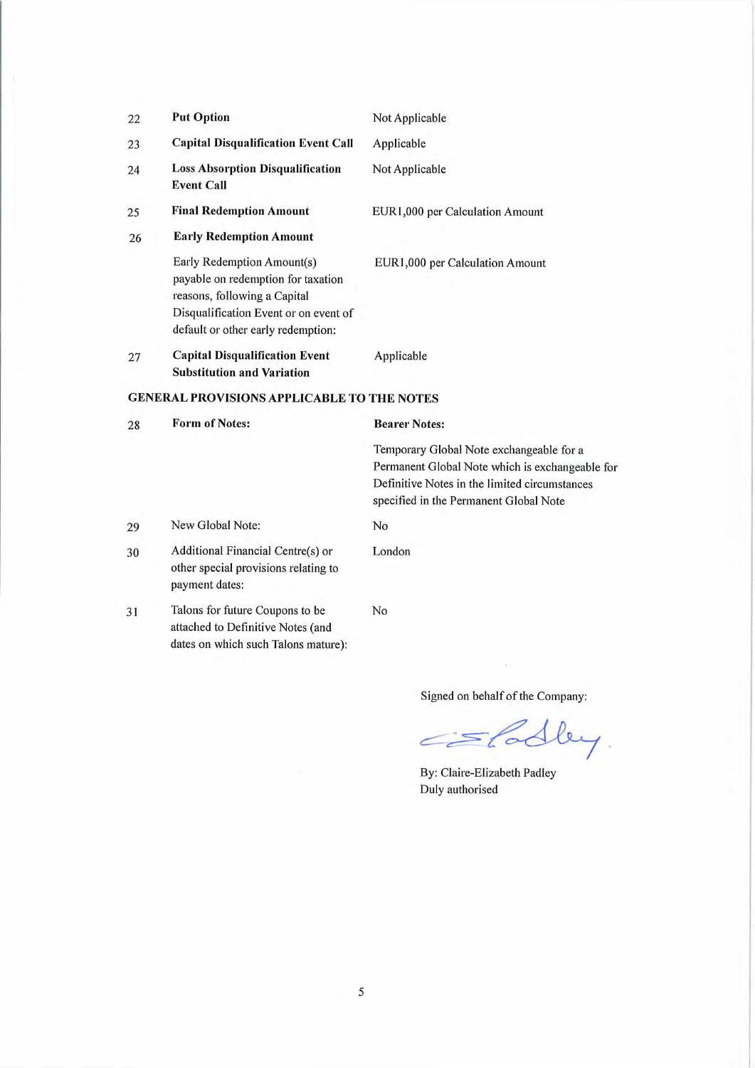| | | |
|---|---|---|
| 22 | **Put Option** | Not Applicable |
| 23 | **Capital Disqualification Event Call** | Applicable |
| 24 | **Loss Absorption Disqualification Event Call** | Not Applicable |
| 25 | **Final Redemption Amount** | EUR1,000 per Calculation Amount |
| 26 | **Early Redemption Amount** | |
| | Early Redemption Amount(s) payable on redemption for taxation reasons, following a Capital Disqualification Event or on event of default or other early redemption: | EUR1,000 per Calculation Amount |
| 27 | **Capital Disqualification Event Substitution and Variation** | Applicable |

**GENERAL PROVISIONS APPLICABLE TO THE NOTES**

| | | |
|---|---|---|
| 28 | **Form of Notes:** | **Bearer Notes:** |
| | | Temporary Global Note exchangeable for a Permanent Global Note which is exchangeable for Definitive Notes in the limited circumstances specified in the Permanent Global Note |
| 29 | New Global Note: | No |
| 30 | Additional Financial Centre(s) or other special provisions relating to payment dates: | London |
| 31 | Talons for future Coupons to be attached to Definitive Notes (and dates on which such Talons mature): | No |

Signed on behalf of the Company:

By: Claire-Elizabeth Padley
Duly authorised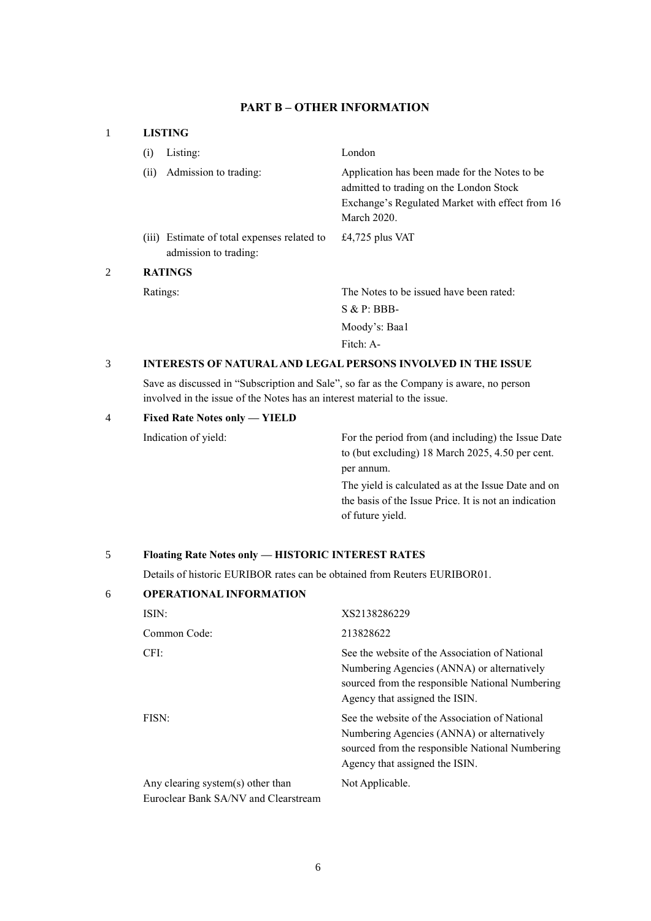## PART B – OTHER INFORMATION

### 1 LISTING

| | |
|---|---|
| (i) Listing: | London |
| (ii) Admission to trading: | Application has been made for the Notes to be admitted to trading on the London Stock Exchange's Regulated Market with effect from 16 March 2020. |
| (iii) Estimate of total expenses related to admission to trading: | £4,725 plus VAT |

### 2 RATINGS

| | |
|---|---|
| Ratings: | The Notes to be issued have been rated:<br>S & P: BBB-<br>Moody's: Baa1<br>Fitch: A- |

### 3 INTERESTS OF NATURAL AND LEGAL PERSONS INVOLVED IN THE ISSUE

Save as discussed in "Subscription and Sale", so far as the Company is aware, no person involved in the issue of the Notes has an interest material to the issue.

### 4 Fixed Rate Notes only — YIELD

| | |
|---|---|
| Indication of yield: | For the period from (and including) the Issue Date to (but excluding) 18 March 2025, 4.50 per cent. per annum.<br>The yield is calculated as at the Issue Date and on the basis of the Issue Price. It is not an indication of future yield. |

### 5 Floating Rate Notes only — HISTORIC INTEREST RATES

Details of historic EURIBOR rates can be obtained from Reuters EURIBOR01.

### 6 OPERATIONAL INFORMATION

| | |
|---|---|
| ISIN: | XS2138286229 |
| Common Code: | 213828622 |
| CFI: | See the website of the Association of National Numbering Agencies (ANNA) or alternatively sourced from the responsible National Numbering Agency that assigned the ISIN. |
| FISN: | See the website of the Association of National Numbering Agencies (ANNA) or alternatively sourced from the responsible National Numbering Agency that assigned the ISIN. |
| Any clearing system(s) other than Euroclear Bank SA/NV and Clearstream | Not Applicable. |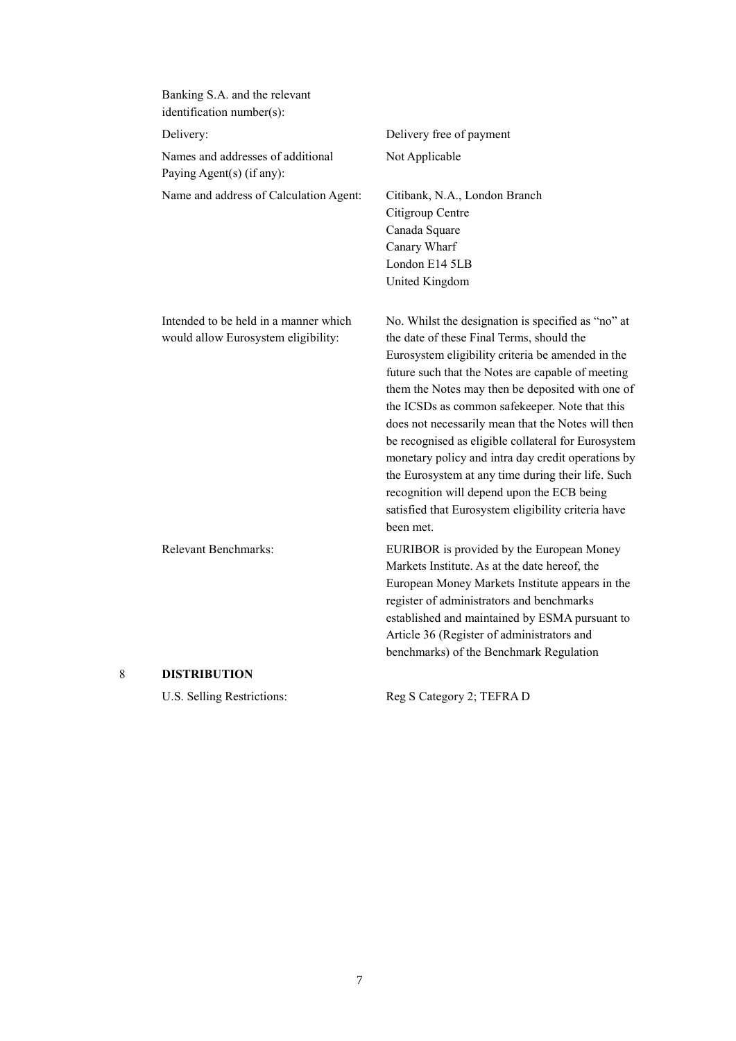| | |
|---|---|
| Banking S.A. and the relevant identification number(s): | |
| Delivery: | Delivery free of payment |
| Names and addresses of additional Paying Agent(s) (if any): | Not Applicable |
| Name and address of Calculation Agent: | Citibank, N.A., London Branch<br>Citigroup Centre<br>Canada Square<br>Canary Wharf<br>London E14 5LB<br>United Kingdom |
| Intended to be held in a manner which would allow Eurosystem eligibility: | No. Whilst the designation is specified as "no" at the date of these Final Terms, should the Eurosystem eligibility criteria be amended in the future such that the Notes are capable of meeting them the Notes may then be deposited with one of the ICSDs as common safekeeper. Note that this does not necessarily mean that the Notes will then be recognised as eligible collateral for Eurosystem monetary policy and intra day credit operations by the Eurosystem at any time during their life. Such recognition will depend upon the ECB being satisfied that Eurosystem eligibility criteria have been met. |
| Relevant Benchmarks: | EURIBOR is provided by the European Money Markets Institute. As at the date hereof, the European Money Markets Institute appears in the register of administrators and benchmarks established and maintained by ESMA pursuant to Article 36 (Register of administrators and benchmarks) of the Benchmark Regulation |

## 8 DISTRIBUTION

| | |
|---|---|
| U.S. Selling Restrictions: | Reg S Category 2; TEFRA D |